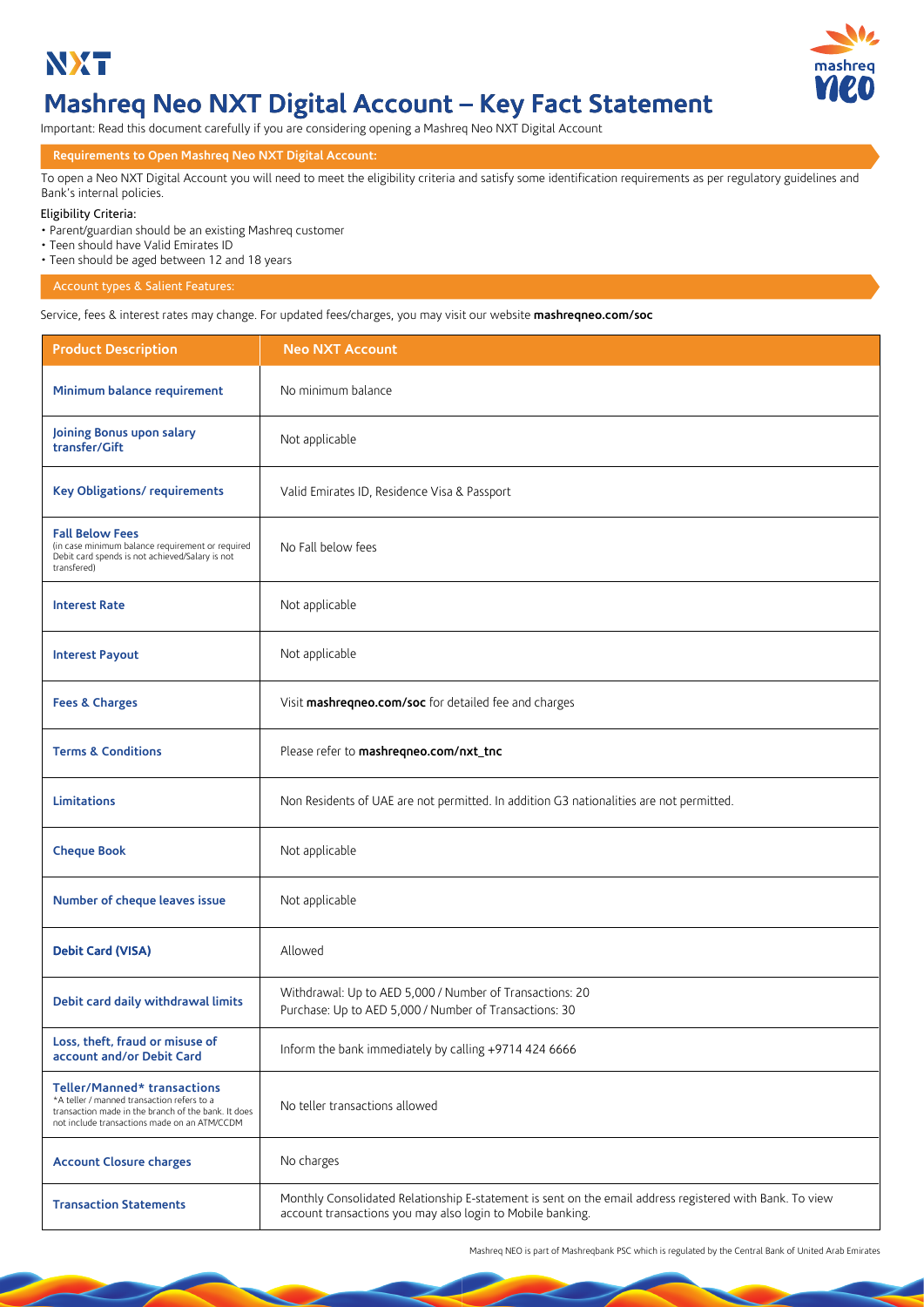NXT

# Mashreq Neo NXT Digital Account – Key Fact Statement

Important: Read this document carefully if you are considering opening a Mashreq Neo NXT Digital Account

## Requirements to Open Mashreq Neo NXT Digital Account:

To open a Neo NXT Digital Account you will need to meet the eligibility criteria and satisfy some identification requirements as per regulatory guidelines and Bank's internal policies.

Eligibility Criteria:

- Parent/guardian should be an existing Mashreq customer
- Teen should have Valid Emirates ID
- Teen should be aged between 12 and 18 years

## Account types & Salient Features:

Service, fees & interest rates may change. For updated fees/charges, you may visit our website **mashreqneo.com/soc**

| Product Description | Neo NXT Account |
|---|---|
| **Minimum balance requirement** | No minimum balance |
| **Joining Bonus upon salary transfer/Gift** | Not applicable |
| **Key Obligations/ requirements** | Valid Emirates ID, Residence Visa & Passport |
| **Fall Below Fees** (in case minimum balance requirement or required Debit card spends is not achieved/Salary is not transfered) | No Fall below fees |
| **Interest Rate** | Not applicable |
| **Interest Payout** | Not applicable |
| **Fees & Charges** | Visit **mashreqneo.com/soc** for detailed fee and charges |
| **Terms & Conditions** | Please refer to **mashreqneo.com/nxt_tnc** |
| **Limitations** | Non Residents of UAE are not permitted. In addition G3 nationalities are not permitted. |
| **Cheque Book** | Not applicable |
| **Number of cheque leaves issue** | Not applicable |
| **Debit Card (VISA)** | Allowed |
| **Debit card daily withdrawal limits** | Withdrawal: Up to AED 5,000 / Number of Transactions: 20<br>Purchase: Up to AED 5,000 / Number of Transactions: 30 |
| **Loss, theft, fraud or misuse of account and/or Debit Card** | Inform the bank immediately by calling +9714 424 6666 |
| **Teller/Manned* transactions** *A teller / manned transaction refers to a transaction made in the branch of the bank. It does not include transactions made on an ATM/CCDM | No teller transactions allowed |
| **Account Closure charges** | No charges |
| **Transaction Statements** | Monthly Consolidated Relationship E-statement is sent on the email address registered with Bank. To view account transactions you may also login to Mobile banking. |

Mashreq NEO is part of Mashreqbank PSC which is regulated by the Central Bank of United Arab Emirates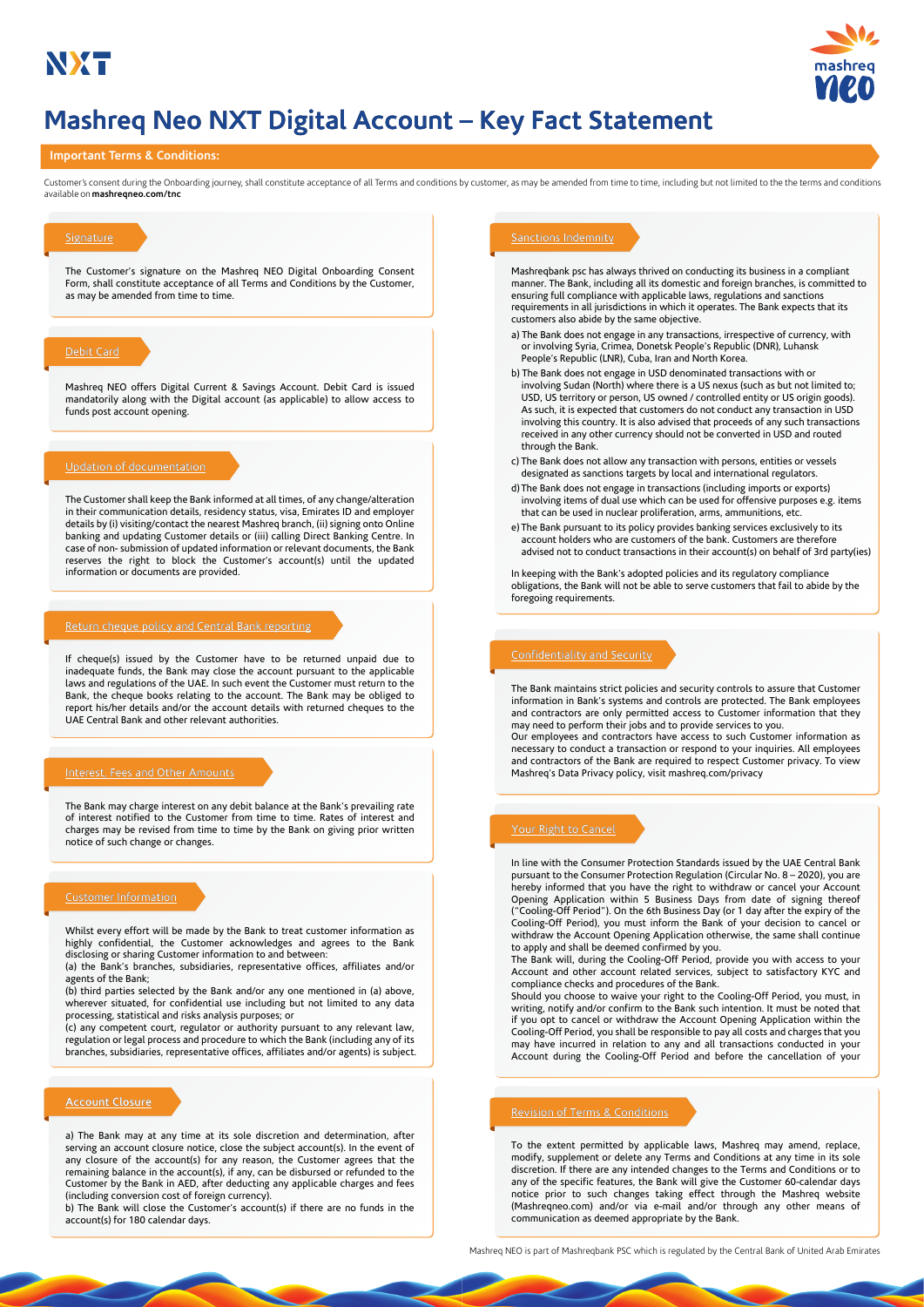# Mashreq Neo NXT Digital Account – Key Fact Statement

## Important Terms & Conditions:

Customer's consent during the Onboarding journey, shall constitute acceptance of all Terms and conditions by customer, as may be amended from time to time, including but not limited to the the terms and conditions available on **mashreqneo.com/tnc**

### Signature

The Customer's signature on the Mashreq NEO Digital Onboarding Consent Form, shall constitute acceptance of all Terms and Conditions by the Customer, as may be amended from time to time.

### Debit Card

Mashreq NEO offers Digital Current & Savings Account. Debit Card is issued mandatorily along with the Digital account (as applicable) to allow access to funds post account opening.

### Updation of documentation

The Customer shall keep the Bank informed at all times, of any change/alteration in their communication details, residency status, visa, Emirates ID and employer details by (i) visiting/contact the nearest Mashreq branch, (ii) signing onto Online banking and updating Customer details or (iii) calling Direct Banking Centre. In case of non- submission of updated information or relevant documents, the Bank reserves the right to block the Customer's account(s) until the updated information or documents are provided.

### Return cheque policy and Central Bank reporting

If cheque(s) issued by the Customer have to be returned unpaid due to inadequate funds, the Bank may close the account pursuant to the applicable laws and regulations of the UAE. In such event the Customer must return to the Bank, the cheque books relating to the account. The Bank may be obliged to report his/her details and/or the account details with returned cheques to the UAE Central Bank and other relevant authorities.

### Interest, Fees and Other Amounts

The Bank may charge interest on any debit balance at the Bank's prevailing rate of interest notified to the Customer from time to time. Rates of interest and charges may be revised from time to time by the Bank on giving prior written notice of such change or changes.

### Customer Information

Whilst every effort will be made by the Bank to treat customer information as highly confidential, the Customer acknowledges and agrees to the Bank disclosing or sharing Customer information to and between:

(a) the Bank's branches, subsidiaries, representative offices, affiliates and/or agents of the Bank;

(b) third parties selected by the Bank and/or any one mentioned in (a) above, wherever situated, for confidential use including but not limited to any data processing, statistical and risks analysis purposes; or

(c) any competent court, regulator or authority pursuant to any relevant law, regulation or legal process and procedure to which the Bank (including any of its branches, subsidiaries, representative offices, affiliates and/or agents) is subject.

### Account Closure

a) The Bank may at any time at its sole discretion and determination, after serving an account closure notice, close the subject account(s). In the event of any closure of the account(s) for any reason, the Customer agrees that the remaining balance in the account(s), if any, can be disbursed or refunded to the Customer by the Bank in AED, after deducting any applicable charges and fees (including conversion cost of foreign currency).

b) The Bank will close the Customer's account(s) if there are no funds in the account(s) for 180 calendar days.

### Sanctions Indemnity

Mashreqbank psc has always thrived on conducting its business in a compliant manner. The Bank, including all its domestic and foreign branches, is committed to ensuring full compliance with applicable laws, regulations and sanctions requirements in all jurisdictions in which it operates. The Bank expects that its customers also abide by the same objective.

a) The Bank does not engage in any transactions, irrespective of currency, with or involving Syria, Crimea, Donetsk People's Republic (DNR), Luhansk People's Republic (LNR), Cuba, Iran and North Korea.

b) The Bank does not engage in USD denominated transactions with or involving Sudan (North) where there is a US nexus (such as but not limited to; USD, US territory or person, US owned / controlled entity or US origin goods). As such, it is expected that customers do not conduct any transaction in USD involving this country. It is also advised that proceeds of any such transactions received in any other currency should not be converted in USD and routed through the Bank.

c) The Bank does not allow any transaction with persons, entities or vessels designated as sanctions targets by local and international regulators.

d) The Bank does not engage in transactions (including imports or exports) involving items of dual use which can be used for offensive purposes e.g. items that can be used in nuclear proliferation, arms, ammunitions, etc.

e) The Bank pursuant to its policy provides banking services exclusively to its account holders who are customers of the bank. Customers are therefore advised not to conduct transactions in their account(s) on behalf of 3rd party(ies)

In keeping with the Bank's adopted policies and its regulatory compliance obligations, the Bank will not be able to serve customers that fail to abide by the foregoing requirements.

### Confidentiality and Security

The Bank maintains strict policies and security controls to assure that Customer information in Bank's systems and controls are protected. The Bank employees and contractors are only permitted access to Customer information that they may need to perform their jobs and to provide services to you.

Our employees and contractors have access to such Customer information as necessary to conduct a transaction or respond to your inquiries. All employees and contractors of the Bank are required to respect Customer privacy. To view Mashreq's Data Privacy policy, visit mashreq.com/privacy

### Your Right to Cancel

In line with the Consumer Protection Standards issued by the UAE Central Bank pursuant to the Consumer Protection Regulation (Circular No. 8 – 2020), you are hereby informed that you have the right to withdraw or cancel your Account Opening Application within 5 Business Days from date of signing thereof ("Cooling-Off Period"). On the 6th Business Day (or 1 day after the expiry of the Cooling-Off Period), you must inform the Bank of your decision to cancel or withdraw the Account Opening Application otherwise, the same shall continue to apply and shall be deemed confirmed by you.

The Bank will, during the Cooling-Off Period, provide you with access to your Account and other account related services, subject to satisfactory KYC and compliance checks and procedures of the Bank.

Should you choose to waive your right to the Cooling-Off Period, you must, in writing, notify and/or confirm to the Bank such intention. It must be noted that if you opt to cancel or withdraw the Account Opening Application within the Cooling-Off Period, you shall be responsible to pay all costs and charges that you may have incurred in relation to any and all transactions conducted in your Account during the Cooling-Off Period and before the cancellation of your

### Revision of Terms & Conditions

To the extent permitted by applicable laws, Mashreq may amend, replace, modify, supplement or delete any Terms and Conditions at any time in its sole discretion. If there are any intended changes to the Terms and Conditions or to any of the specific features, the Bank will give the Customer 60-calendar days notice prior to such changes taking effect through the Mashreq website (Mashreqneo.com) and/or via e-mail and/or through any other means of communication as deemed appropriate by the Bank.

Mashreq NEO is part of Mashreqbank PSC which is regulated by the Central Bank of United Arab Emirates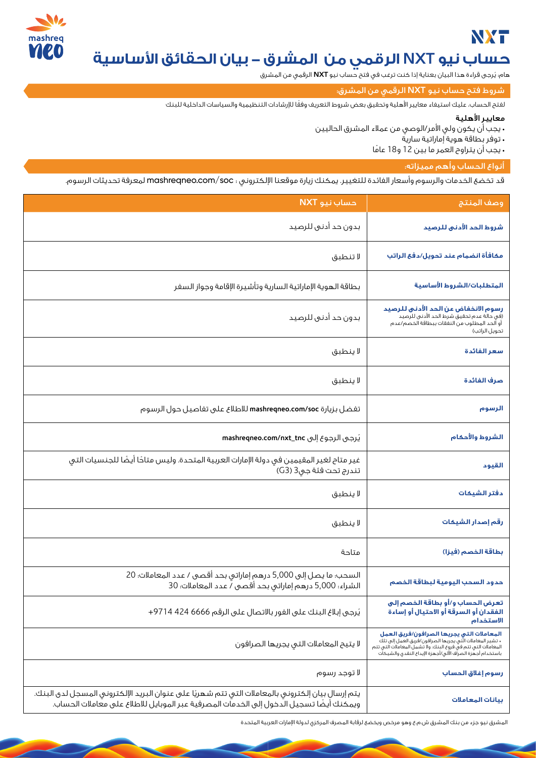# حساب نيو NXT الرقمي من المشرق – بيان الحقائق الأساسية

هام: يُرجى قراءة هذا البيان بعناية إذا كنت ترغب في فتح حساب نيو **NXT** الرقمي من المشرق

## شروط فتح حساب نيو NXT الرقمي من المشرق:

لفتح الحساب، عليك استيفاء معايير الأهلية وتحقيق بعض شروط التعريف وفقًا للإرشادات التنظيمية والسياسات الداخلية للبنك

### معايير الأهلية

- يجب أن يكون ولي الأمر/الوصي من عملاء المشرق الحاليين
- توفر بطاقة هوية إماراتية سارية
- يجب أن يتراوح العمر ما بين 12 و18 عامًا

## أنواع الحساب وأهم مميزاته:

قد تخضع الخدمات والرسوم وأسعار الفائدة للتغيير. يمكنك زيارة موقعنا الإلكتروني : mashreqneo.com/soc لمعرفة تحديثات الرسوم.

| وصف المنتج | حساب نيو NXT |
|---|---|
| **شروط الحد الأدنى للرصيد** | بدون حد أدنى للرصيد |
| **مكافأة انضمام عند تحويل/دفع الراتب** | لا تنطبق |
| **المتطلبات/الشروط الأساسية** | بطاقة الهوية الإماراتية السارية وتأشيرة الإقامة وجواز السفر |
| **رسوم الانخفاض عن الحد الأدنى للرصيد** (في حالة عدم تحقيق شرط الحد الأدنى للرصيد أو الحد المطلوب من النفقات ببطاقة الخصم/عدم تحويل الراتب) | بدون حد أدنى للرصيد |
| **سعر الفائدة** | لا ينطبق |
| **صرف الفائدة** | لا ينطبق |
| **الرسوم** | تفضل بزيارة **mashreqneo.com/soc** للاطلاع على تفاصيل حول الرسوم |
| **الشروط والأحكام** | يُرجى الرجوع إلى **mashreqneo.com/nxt_tnc** |
| **القيود** | غير متاح لغير المقيمين في دولة الإمارات العربية المتحدة. وليس متاحًا أيضًا للجنسيات التي تندرج تحت فئة جي3 (G3) |
| **دفتر الشيكات** | لا ينطبق |
| **رقم إصدار الشيكات** | لا ينطبق |
| **بطاقة الخصم (فيزا)** | متاحة |
| **حدود السحب اليومية لبطاقة الخصم** | السحب: ما يصل إلى 5,000 درهم إماراتي بحد أقصى / عدد المعاملات: 20<br>الشراء: 5,000 درهم إماراتي بحد أقصى / عدد المعاملات: 30 |
| **تعرض الحساب و/أو بطاقة الخصم إلى الفقدان أو السرقة أو الاحتيال أو إساءة الاستخدام** | يُرجى إبلاغ البنك على الفور بالاتصال على الرقم 6666 424 9714+ |
| **المعاملات التي يجريها الصرافون/فريق العمل** • تشير المعاملات التي يجريها الصرافون/فريق العمل إلى تلك المعاملات التي تتم في فروع البنك، ولا تشمل المعاملات التي تتم باستخدام أجهزة الصراف الآلي/أجهزة الإيداع النقدي والشيكات | لا يتيح المعاملات التي يجريها الصرافون |
| **رسوم إغلاق الحساب** | لا توجد رسوم |
| **بيانات المعاملات** | يتم إرسال بيان إلكتروني بالمعاملات التي تتم شهريًا على عنوان البريد الإلكتروني المسجل لدى البنك. ويمكنك أيضًا تسجيل الدخول إلى الخدمات المصرفية عبر الموبايل للاطلاع على معاملات الحساب. |

المشرق نيو جزء من بنك المشرق ش.م.ع وهو مرخص ويخضع لرقابة المصرف المركزي لدولة الإمارات العربية المتحدة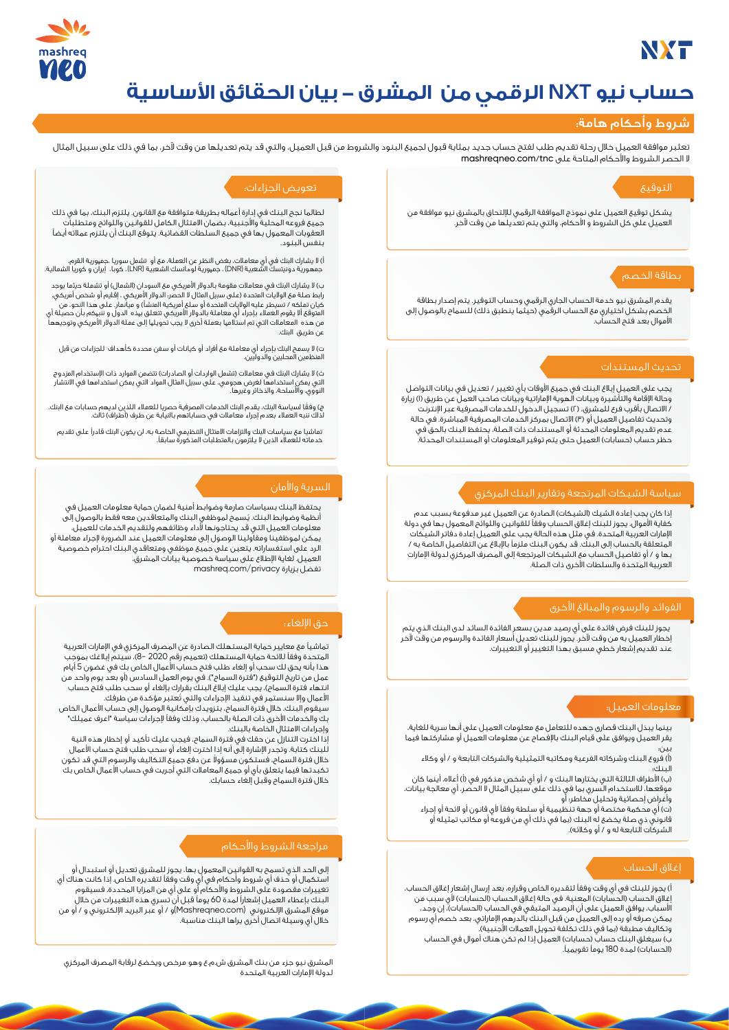# حساب نيو NXT الرقمي من المشرق – بيان الحقائق الأساسية

## شروط وأحكام هامة:

تعتبر موافقة العميل خلال رحلة تقديم طلب لفتح حساب جديد بمثابة قبول لجميع البنود والشروط من قبل العميل، والتي قد يتم تعديلها من وقت لآخر، بما في ذلك على سبيل المثال لا الحصر الشروط والأحكام المتاحة على mashreqneo.com/tnc

### التوقيع

يشكل توقيع العميل على نموذج الموافقة الرقمي للإلتحاق بالمشرق نيو موافقة من العميل على كل الشروط و الأحكام، والتي يتم تعديلها من وقت لآخر.

### بطاقة الخصم

يقدم المشرق نيو خدمة الحساب الجاري الرقمي وحساب التوفير. يتم إصدار بطاقة الخصم بشكل اختياري مع الحساب الرقمي (حيثما ينطبق ذلك) للسماح بالوصول إلى الأموال بعد فتح الحساب.

### تحديث المستندات

يجب على العميل إبلاغ البنك في جميع الأوقات بأي تغيير / تعديل في بيانات التواصل وحالة الإقامة والتأشيرة وبيانات الهوية الإماراتية وبيانات صاحب العمل عن طريق (١) زيارة / الاتصال بأقرب فرع للمشرق، (٢) تسجيل الدخول للخدمات المصرفية عبر الإنترنت وتحديث تفاصيل العميل أو (٣) الاتصال بمركز الخدمات المصرفية المباشرة. في حالة عدم تقديم المعلومات المحدثة أو المستندات ذات الصلة، يحتفظ البنك بالحق في حظر حساب (حسابات) العميل حتى يتم توفير المعلومات أو المستندات المحدثة.

### سياسة الشيكات المرتجعة وتقارير البنك المركزي

إذا كان يجب إعادة الشيك (الشيكات) الصادرة عن العميل غير مدفوعة بسبب عدم كفاية الأموال، يجوز للبنك إغلاق الحساب وفقاً للقوانين واللوائح المعمول بها في دولة الإمارات العربية المتحدة. في مثل هذه الحالة يجب على العميل إعادة دفاتر الشيكات المتعلقة بالحساب إلى البنك. قد يكون البنك ملزماً بالإبلاغ عن التفاصيل الخاصة به / بها و / أو تفاصيل الحساب مع الشيكات المرتجعة إلى المصرف المركزي لدولة الإمارات العربية المتحدة والسلطات الأخرى ذات الصلة.

### الفوائد والرسوم والمبالغ الأخرى

يجوز للبنك فرض فائدة على أي رصيد مدين بسعر الفائدة السائد لدى البنك الذي يتم إخطار العميل به من وقت لآخر. يجوز للبنك تعديل أسعار الفائدة والرسوم من وقت لآخر عند تقديم إشعار خطي مسبق بهذا التغيير أو التغييرات.

### معلومات العميل:

بينما يبذل البنك قصارى جهده للتعامل مع معلومات العميل على أنها سرية للغاية، يقر العميل ويوافق على قيام البنك بالإفصاح عن معلومات العميل أو مشاركتها فيما بين:

(أ) فروع البنك وشركاته الفرعية ومكاتبه التمثيلية والشركات التابعة و / أو وكلاء البنك؛

(ب) الأطراف الثالثة التي يختارها البنك و / أو أي شخص مذكور في (أ) أعلاه، أينما كان موقعها، للاستخدام السري بما في ذلك على سبيل المثال لا الحصر، أي معالجة بيانات، وأغراض إحصائية وتحليل مخاطر؛ أو

(ت) أي محكمة مختصة أو جهة تنظيمية أو سلطة وفقاً لأي قانون أو لائحة أو إجراء قانوني ذي صلة يخضع له البنك (بما في ذلك أي من فروعه أو مكاتب تمثيله أو الشركات التابعة له و / أو وكلائه).

### إغلاق الحساب

أ) يجوز للبنك في أي وقت وفقاً لتقديره الخاص وقراره، بعد إرسال إشعار إغلاق الحساب، إغلاق الحساب (الحسابات) المعنية. في حالة إغلاق الحساب (الحسابات) لأي سبب من الأسباب، يوافق العميل على أن الرصيد المتبقي في الحساب (الحسابات)، إن وجد، يمكن صرفه أو رده إلى العميل من قبل البنك بالدرهم الإماراتي، بعد خصم أي رسوم وتكاليف مطبقة (بما في ذلك تكلفة تحويل العملات الأجنبية).

ب) سيغلق البنك حساب (حسابات) العميل إذا لم تكن هناك أموال في الحساب (الحسابات) لمدة 180 يوماً تقويمياً.

### تعويض الجزاءات:

لطالما نجح البنك في إدارة أعماله بطريقة متوافقة مع القانون. يلتزم البنك، بما في ذلك جميع فروعه المحلية والأجنبية، بضمان الامتثال الكامل للقوانين واللوائح ومتطلبات العقوبات المعمول بها في جميع السلطات القضائية. يتوقع البنك أن يلتزم عملائه أيضاً بنفس البنود.

أ) لا يشارك البنك في أي معاملات، بغض النظر عن العملة، مع أو تشمل سوريا، جمهورية القرم، جمهورية دونيتسك الشعبية (DNR) ، جمهورية لوهانسك الشعبية (LNR)، كوبا، إيران و كوريا الشمالية.

ب) لا يشارك البنك في معاملات مقومة بالدولار الأمريكي مع السودان (الشمال) أو تشمله حيثما يوجد رابط صلة مع الولايات المتحدة (على سبيل المثال لا الحصر: الدولار الأمريكي ، إقليم أو شخص أمريكي، كيان تملكه / تسيطر عليه الولايات المتحدة أو سلع أمريكية المنشأ) و ميانمار. على هذا النحو، من المتوقع ألا يقوم العملاء بإجراء أي معاملة بالدولار الأمريكي تتعلق بهذه الدول ونتيكم بأن حصيلة أي من هذه المعاملات التي تم استلامها بعملة أخرى لا يجب تحويلها إلى عملة الدولار الأمريكي وتوجيهها عن طريق البنك.

ت) لا يسمح البنك بإجراء أي معاملة مع أفراد أو كيانات أو سفن محددة كأهداف للجزاءات من قبل المنظمين المحليين والدوليين.

ث) لا يشارك البنك في معاملات (تشمل الواردات أو الصادرات) تتضمن الموارد ذات الاستخدام المزدوج التي يمكن استخدامها لغرض هجومي، على سبيل المثال المواد التي يمكن استخدامها في الانتشار النووي، والأسلحة، والذخائر وغيرها.

ج) وفقاً لسياسة البنك، يقدم البنك الخدمات المصرفية حصريا للعملاء الذين لديهم حسابات مع البنك. لذلك تنبه العملاء بعدم إجراء معاملات في حساباتهم بالنيابة عن طرف (أطراف) ثالث.

تماشيا مع سياسات البنك والتزامات الامتثال التنظيمي الخاصة به، لن يكون البنك قادراً على تقديم خدماته للعملاء الذين لا يلتزمون بالمتطلبات المذكورة سابقاً.

### السرية والأمان

يحتفظ البنك بسياسات صارمة وضوابط أمنية لضمان حماية معلومات العميل في أنظمة وضوابط البنك. يُسمح لموظفي البنك والمتعاقدين معه فقط بالوصول إلى معلومات العميل التي قد يحتاجونها لأداء وظائفهم ولتقديم الخدمات للعميل. يمكن لموظفينا ومقاولينا الوصول إلى معلومات العميل عند الضرورة لإجراء معاملة أو الرد على استفساراته. يتعين على جميع موظفي ومتعاقدي البنك احترام خصوصية العميل. لغاية الإطلاع على سياسة خصوصية بيانات المشرق، تفضل بزيارة mashreq.com/privacy

### حق الإلغاء:

تماشياً مع معايير حماية المستهلك الصادرة عن المصرف المركزي في الإمارات العربية المتحدة وفقاً للائحة حماية المستهلك (تعميم رقم 2020 –8)، سيتم إبلاغك بموجب هذا بأنه يحق لك سحب أو إلغاء طلب فتح حساب الأعمال الخاص بك في غضون 5 أيام عمل من تاريخ التوقيع ("فترة السماح"). في يوم العمل السادس (أو بعد يوم واحد من انتهاء فترة السماح)، يجب عليك إبلاغ البنك بقرارك بإلغاء أو سحب طلب فتح حساب الأعمال وإلا سنستمر في تنفيذ الإجراءات والتي تعتبر مؤكدة من طرفك.

سيقوم البنك، خلال فترة السماح، بتزويدك بإمكانية الوصول إلى حساب الأعمال الخاص بك والمستندات الأخرى ذات الصلة بالحساب، وذلك وفقاً لإجراءات سياسة "اعرف عميلك" وإجراءات الامتثال الخاصة بالبنك.

إذا اخترت التنازل عن حقك في فترة السماح، فيجب عليك تأكيد أو إخطار هذه النية للبنك كتابة. وتجدر الإشارة إلى أنه إذا اخترت إلغاء أو سحب طلب فتح حساب الأعمال خلال فترة السماح، فستكون مسؤولاً عن دفع جميع التكاليف والرسوم التي قد تكون تكبدتها فيما يتعلق بأي أو جميع المعاملات التي أجريت في حساب الأعمال الخاص بك خلال فترة السماح وقبل إلغاء حسابك.

### مراجعة الشروط والأحكام

إلى الحد الذي تسمح به القوانين المعمول بها، يجوز للمشرق تعديل أو استبدال أو استكمال أو حذف أي شروط وأحكام في أي وقت وفقاً لتقديره الخاص. إذا كانت هناك أي تغييرات مقصودة على الشروط والأحكام أو على أي من المزايا المحددة، فسيقوم البنك بإعطاء العميل إشعاراً لمدة 60 يوماً قبل أن تسري هذه التغييرات من خلال موقع المشرق الإلكتروني (Mashreqneo.com)و / أو عبر البريد الإلكتروني و / أو من خلال أي وسيلة اتصال أخرى يراها البنك مناسبة.

المشرق نيو جزء من بنك المشرق ش.م.ع وهو مرخص ويخضع لرقابة المصرف المركزي لدولة الإمارات العربية المتحدة